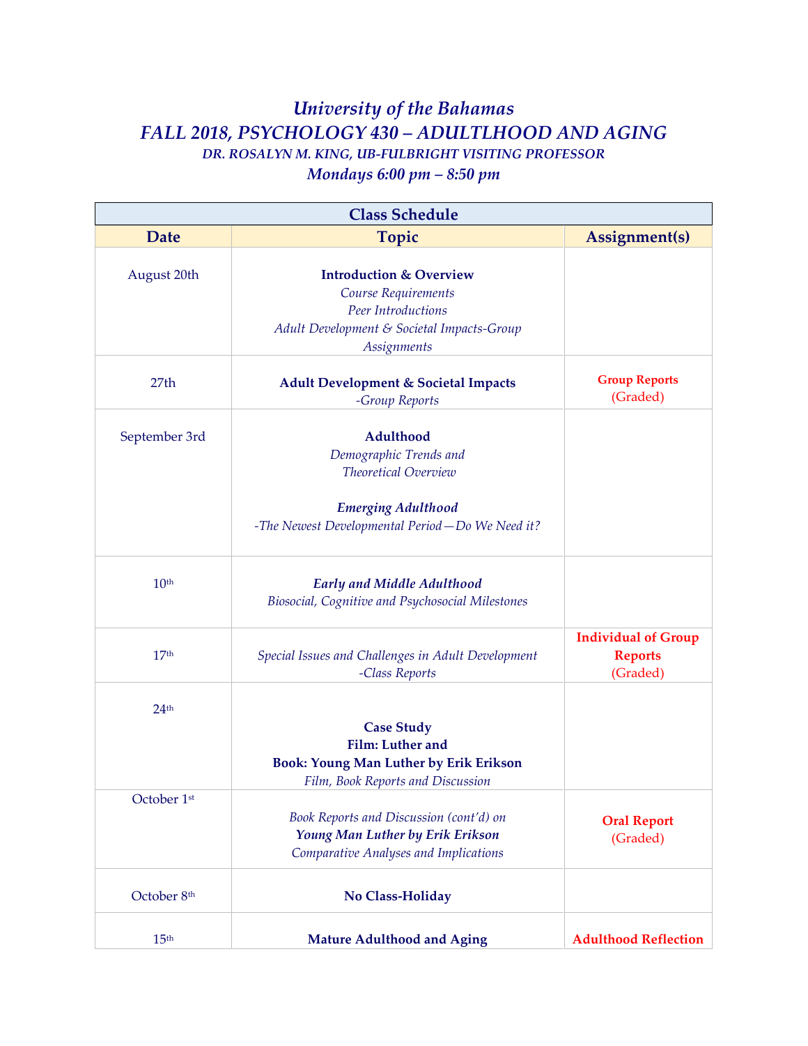# University of the Bahamas

## FALL 2018, PSYCHOLOGY 430 – ADULTLHOOD AND AGING

### DR. ROSALYN M. KING, UB-FULBRIGHT VISITING PROFESSOR

### Mondays 6:00 pm – 8:50 pm

| Class Schedule | | |
|---|---|---|
| **Date** | **Topic** | **Assignment(s)** |
| August 20th | **Introduction & Overview**<br>*Course Requirements*<br>*Peer Introductions*<br>*Adult Development & Societal Impacts-Group Assignments* | |
| 27th | **Adult Development & Societal Impacts**<br>*-Group Reports* | **Group Reports**<br>(Graded) |
| September 3rd | **Adulthood**<br>*Demographic Trends and Theoretical Overview*<br><br>***Emerging Adulthood***<br>*-The Newest Developmental Period—Do We Need it?* | |
| 10th | ***Early and Middle Adulthood***<br>*Biosocial, Cognitive and Psychosocial Milestones* | |
| 17th | *Special Issues and Challenges in Adult Development*<br>*-Class Reports* | **Individual of Group Reports**<br>(Graded) |
| 24th | **Case Study**<br>**Film: Luther and**<br>**Book: Young Man Luther by Erik Erikson**<br>*Film, Book Reports and Discussion* | |
| October 1st | *Book Reports and Discussion (cont'd) on*<br>***Young Man Luther by Erik Erikson***<br>*Comparative Analyses and Implications* | **Oral Report**<br>(Graded) |
| October 8th | **No Class-Holiday** | |
| 15th | **Mature Adulthood and Aging** | **Adulthood Reflection** |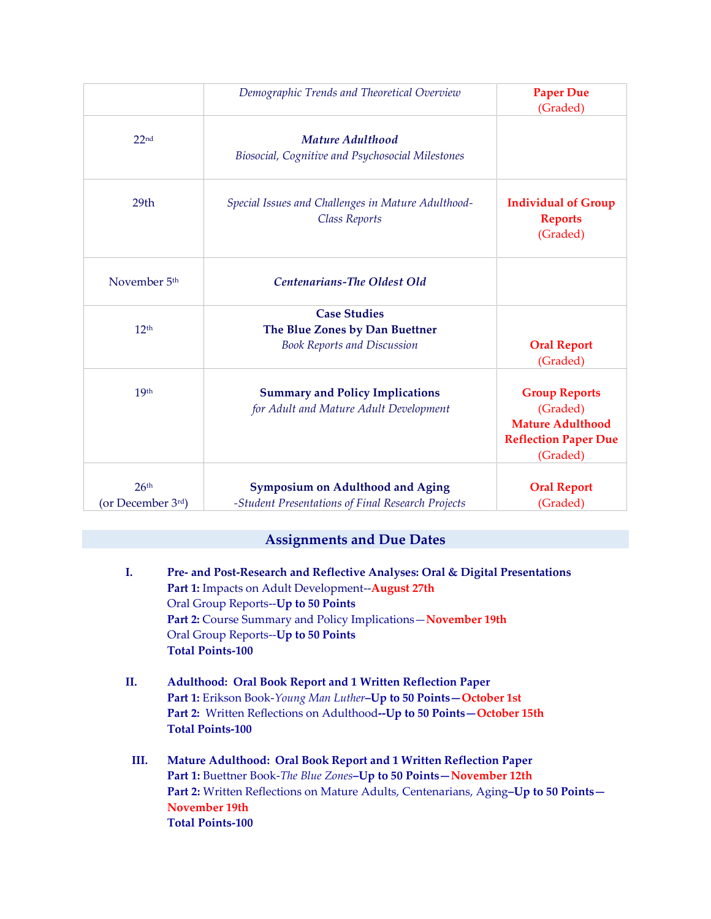| | | |
|---|---|---|
| | *Demographic Trends and Theoretical Overview* | **Paper Due** (Graded) |
| 22nd | ***Mature Adulthood*** *Biosocial, Cognitive and Psychosocial Milestones* | |
| 29th | *Special Issues and Challenges in Mature Adulthood-Class Reports* | **Individual of Group Reports** (Graded) |
| November 5th | ***Centenarians-The Oldest Old*** | |
| 12th | **Case Studies** **The Blue Zones by Dan Buettner** *Book Reports and Discussion* | **Oral Report** (Graded) |
| 19th | **Summary and Policy Implications** *for Adult and Mature Adult Development* | **Group Reports** (Graded) **Mature Adulthood Reflection Paper Due** (Graded) |
| 26th (or December 3rd) | **Symposium on Adulthood and Aging** *-Student Presentations of Final Research Projects* | **Oral Report** (Graded) |

## Assignments and Due Dates

**I. Pre- and Post-Research and Reflective Analyses: Oral & Digital Presentations**
**Part 1:** Impacts on Adult Development--**August 27th**
Oral Group Reports--**Up to 50 Points**
**Part 2:** Course Summary and Policy Implications—**November 19th**
Oral Group Reports--**Up to 50 Points**
**Total Points-100**

**II. Adulthood: Oral Book Report and 1 Written Reflection Paper**
**Part 1:** Erikson Book-*Young Man Luther*–**Up to 50 Points—October 1st**
**Part 2:** Written Reflections on Adulthood**--Up to 50 Points—October 15th**
**Total Points-100**

**III. Mature Adulthood: Oral Book Report and 1 Written Reflection Paper**
**Part 1:** Buettner Book-*The Blue Zones*–**Up to 50 Points—November 12th**
**Part 2:** Written Reflections on Mature Adults, Centenarians, Aging–**Up to 50 Points—November 19th**
**Total Points-100**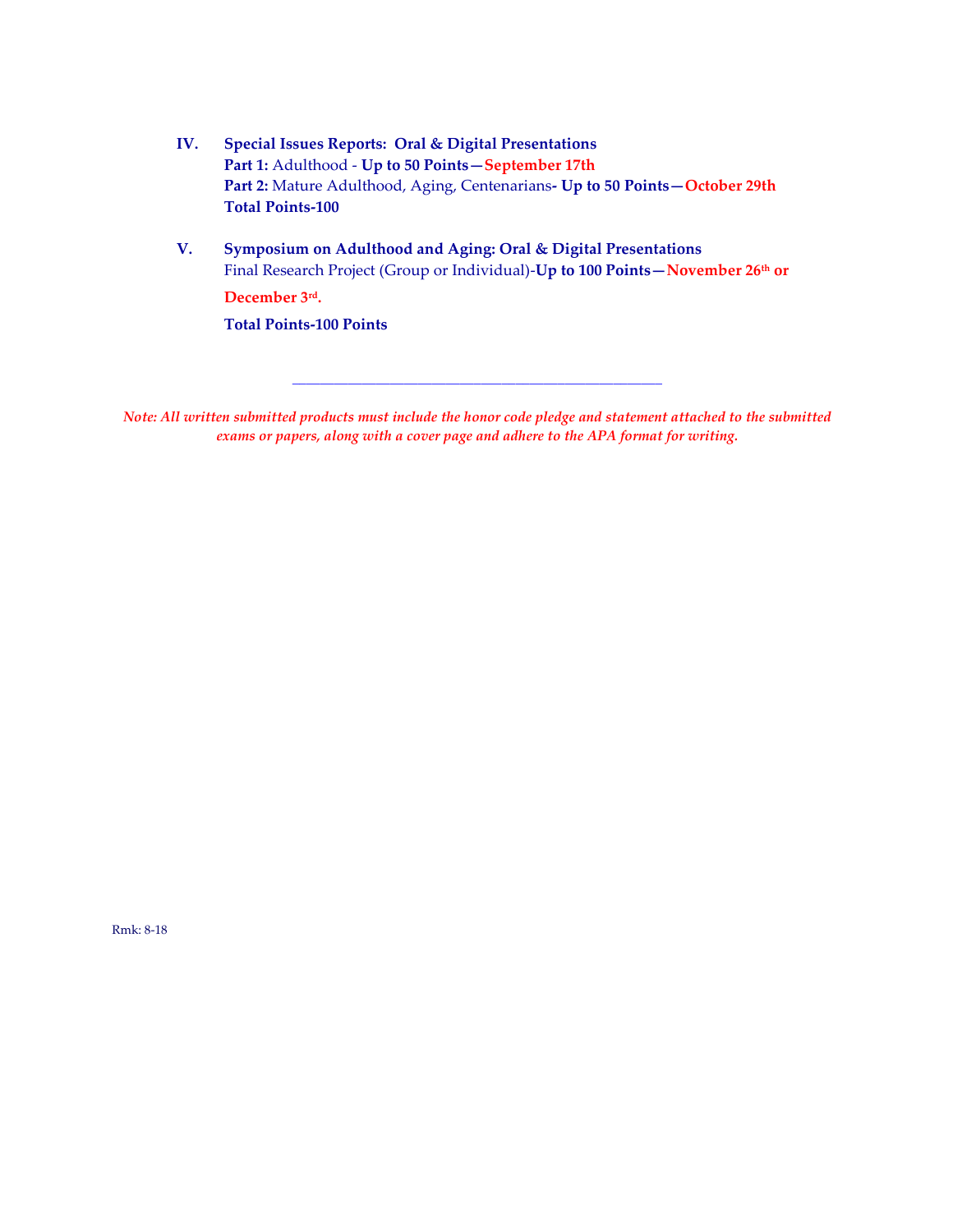**IV. Special Issues Reports: Oral & Digital Presentations**

**Part 1:** Adulthood - **Up to 50 Points—September 17th**

**Part 2:** Mature Adulthood, Aging, Centenarians**- Up to 50 Points—October 29th**

**Total Points-100**

**V. Symposium on Adulthood and Aging: Oral & Digital Presentations**

Final Research Project (Group or Individual)-**Up to 100 Points—November 26th or December 3rd.**

**Total Points-100 Points**

---

*Note: All written submitted products must include the honor code pledge and statement attached to the submitted exams or papers, along with a cover page and adhere to the APA format for writing.*

Rmk: 8-18